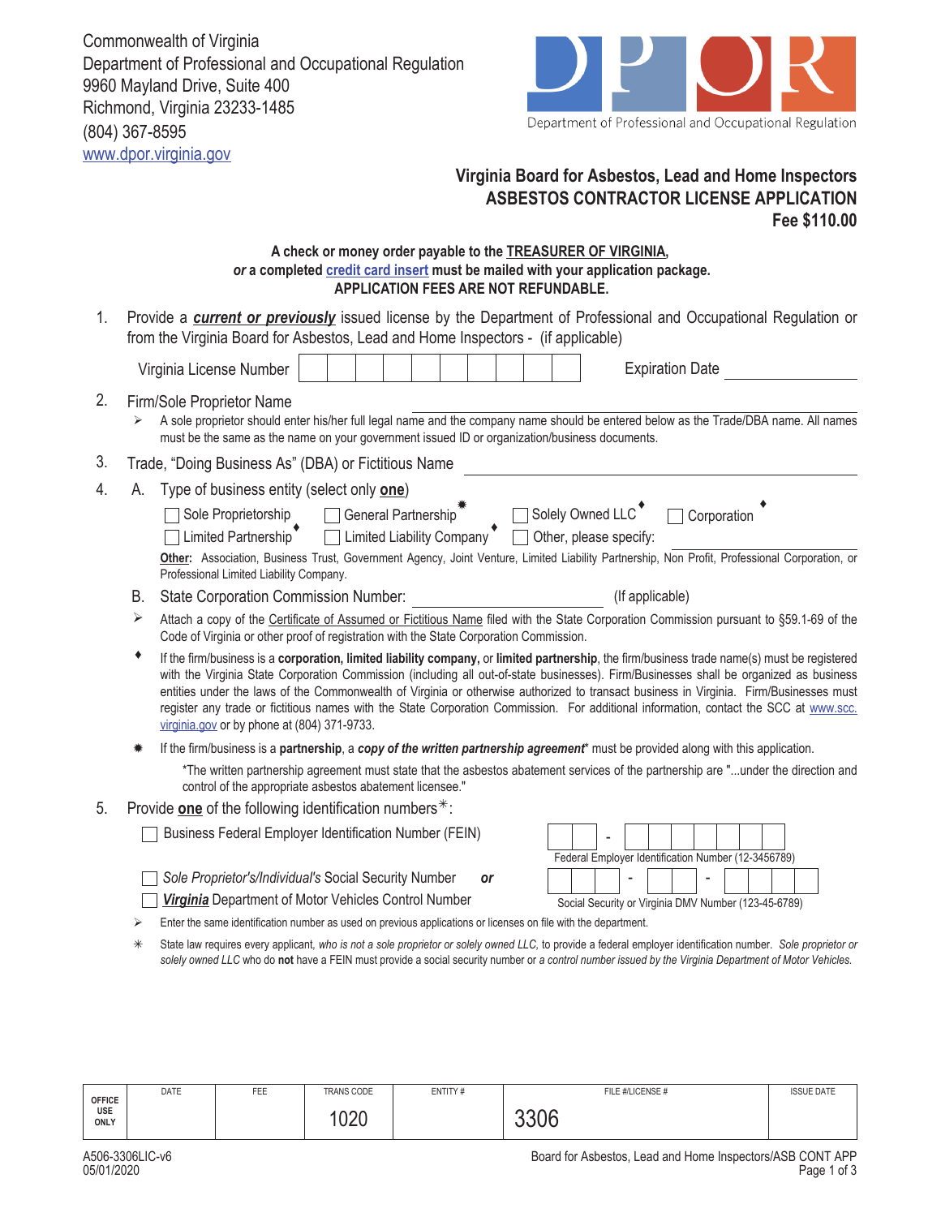Commonwealth of Virginia
Department of Professional and Occupational Regulation
9960 Mayland Drive, Suite 400
Richmond, Virginia 23233-1485
(804) 367-8595
www.dpor.virginia.gov

DPOR
Department of Professional and Occupational Regulation

## Virginia Board for Asbestos, Lead and Home Inspectors
## ASBESTOS CONTRACTOR LICENSE APPLICATION
**Fee $110.00**

**A check or money order payable to the TREASURER OF VIRGINIA,**
***or* a completed credit card insert must be mailed with your application package.**
**APPLICATION FEES ARE NOT REFUNDABLE.**

1. Provide a ***current or previously*** issued license by the Department of Professional and Occupational Regulation or from the Virginia Board for Asbestos, Lead and Home Inspectors - (if applicable)

   Virginia License Number ☐☐☐☐☐☐☐☐☐☐ Expiration Date ______________

2. Firm/Sole Proprietor Name ________________________________
   - ➢ A sole proprietor should enter his/her full legal name and the company name should be entered below as the Trade/DBA name. All names must be the same as the name on your government issued ID or organization/business documents.

3. Trade, "Doing Business As" (DBA) or Fictitious Name ________________________________

4. A. Type of business entity (select only **one**)

   ☐ Sole Proprietorship ☐ General Partnership ✷ ☐ Solely Owned LLC ♦ ☐ Corporation ♦
   ☐ Limited Partnership ♦ ☐ Limited Liability Company ♦ ☐ Other, please specify: ______________

   **Other:** Association, Business Trust, Government Agency, Joint Venture, Limited Liability Partnership, Non Profit, Professional Corporation, or Professional Limited Liability Company.

   B. State Corporation Commission Number: ______________ (If applicable)

   - ➢ Attach a copy of the Certificate of Assumed or Fictitious Name filed with the State Corporation Commission pursuant to §59.1-69 of the Code of Virginia or other proof of registration with the State Corporation Commission.
   - ♦ If the firm/business is a **corporation, limited liability company,** or **limited partnership**, the firm/business trade name(s) must be registered with the Virginia State Corporation Commission (including all out-of-state businesses). Firm/Businesses shall be organized as business entities under the laws of the Commonwealth of Virginia or otherwise authorized to transact business in Virginia. Firm/Businesses must register any trade or fictitious names with the State Corporation Commission. For additional information, contact the SCC at www.scc.virginia.gov or by phone at (804) 371-9733.
   - ✷ If the firm/business is a **partnership**, a ***copy of the written partnership agreement**** must be provided along with this application.

     *The written partnership agreement must state that the asbestos abatement services of the partnership are "...under the direction and control of the appropriate asbestos abatement licensee."

5. Provide **one** of the following identification numbers✳:

   ☐ Business Federal Employer Identification Number (FEIN) ☐☐-☐☐☐☐☐☐☐
   Federal Employer Identification Number (12-3456789)

   ☐ *Sole Proprietor's/Individual's* Social Security Number ***or***
   ☐ ***Virginia*** Department of Motor Vehicles Control Number ☐☐☐-☐☐-☐☐☐☐
   Social Security or Virginia DMV Number (123-45-6789)

   - ➢ Enter the same identification number as used on previous applications or licenses on file with the department.
   - ✳ State law requires every applicant, *who is not a sole proprietor or solely owned LLC,* to provide a federal employer identification number. *Sole proprietor or solely owned LLC* who do **not** have a FEIN must provide a social security number or *a control number issued by the Virginia Department of Motor Vehicles.*

| OFFICE USE ONLY | DATE | FEE | TRANS CODE | ENTITY # | FILE #/LICENSE # | ISSUE DATE |
|---|---|---|---|---|---|---|
| | | | 1020 | | 3306 | |

A506-3306LIC-v6
05/01/2020

Board for Asbestos, Lead and Home Inspectors/ASB CONT APP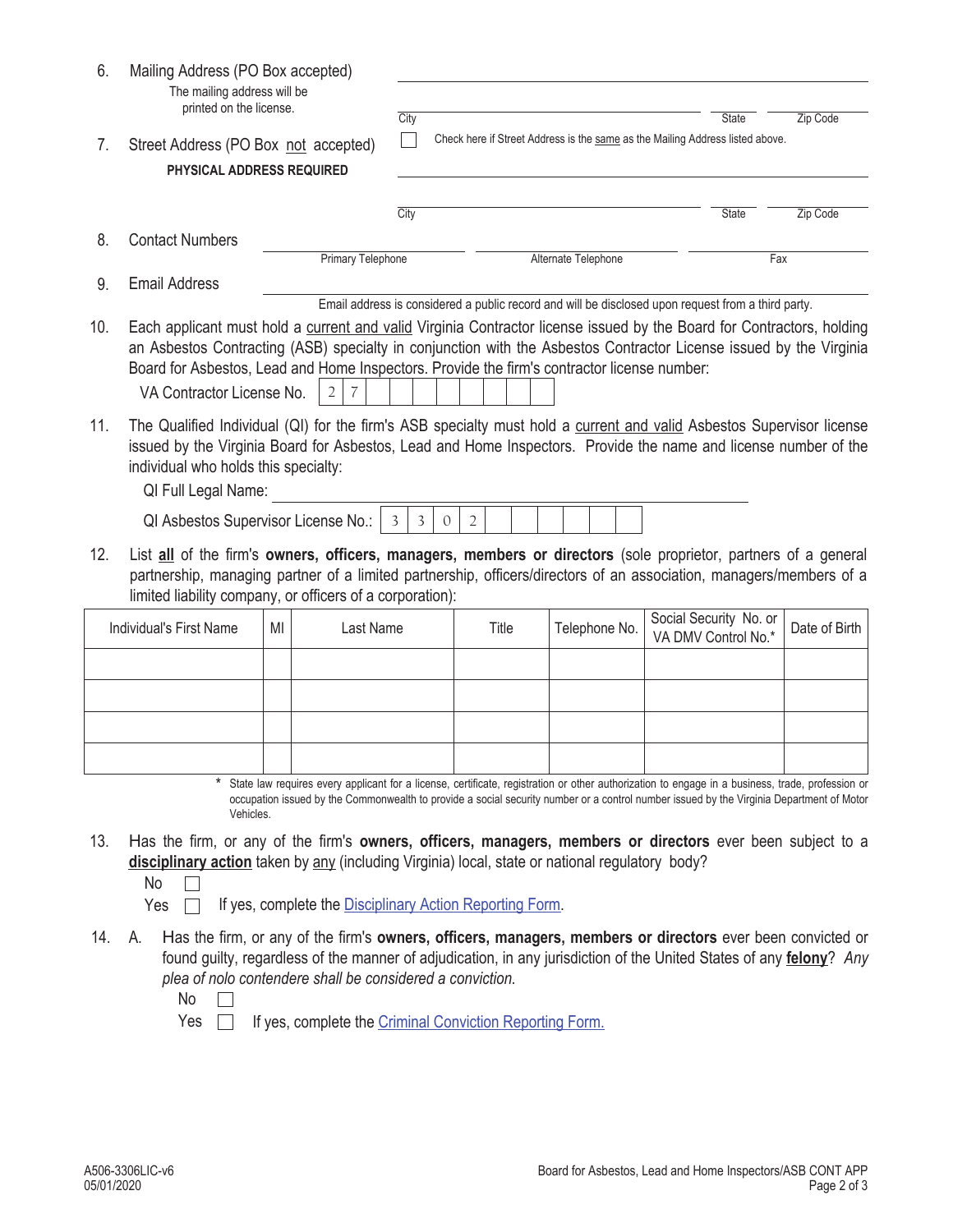6. Mailing Address (PO Box accepted)
   The mailing address will be printed on the license.

   _______________________________________________

   City _______________ State _______ Zip Code _______

7. Street Address (PO Box not accepted)
   **PHYSICAL ADDRESS REQUIRED**

   ☐ Check here if Street Address is the same as the Mailing Address listed above.

   _______________________________________________

   City _______________ State _______ Zip Code _______

8. Contact Numbers

   Primary Telephone _______________ Alternate Telephone _______________ Fax _______________

9. Email Address _______________________________________________

   Email address is considered a public record and will be disclosed upon request from a third party.

10. Each applicant must hold a current and valid Virginia Contractor license issued by the Board for Contractors, holding an Asbestos Contracting (ASB) specialty in conjunction with the Asbestos Contractor License issued by the Virginia Board for Asbestos, Lead and Home Inspectors. Provide the firm's contractor license number:

    VA Contractor License No. | 2 | 7 | | | | | | | | |

11. The Qualified Individual (QI) for the firm's ASB specialty must hold a current and valid Asbestos Supervisor license issued by the Virginia Board for Asbestos, Lead and Home Inspectors. Provide the name and license number of the individual who holds this specialty:

    QI Full Legal Name: _______________________________________________

    QI Asbestos Supervisor License No.: | 3 | 3 | 0 | 2 | | | | | | |

12. List **all** of the firm's **owners, officers, managers, members or directors** (sole proprietor, partners of a general partnership, managing partner of a limited partnership, officers/directors of an association, managers/members of a limited liability company, or officers of a corporation):

| Individual's First Name | MI | Last Name | Title | Telephone No. | Social Security No. or VA DMV Control No.* | Date of Birth |
|---|---|---|---|---|---|---|
| | | | | | | |
| | | | | | | |
| | | | | | | |
| | | | | | | |

\* State law requires every applicant for a license, certificate, registration or other authorization to engage in a business, trade, profession or occupation issued by the Commonwealth to provide a social security number or a control number issued by the Virginia Department of Motor Vehicles.

13. Has the firm, or any of the firm's **owners, officers, managers, members or directors** ever been subject to a **disciplinary action** taken by any (including Virginia) local, state or national regulatory body?

    No ☐

    Yes ☐ If yes, complete the Disciplinary Action Reporting Form.

14. A. Has the firm, or any of the firm's **owners, officers, managers, members or directors** ever been convicted or found guilty, regardless of the manner of adjudication, in any jurisdiction of the United States of any **felony**? *Any plea of nolo contendere shall be considered a conviction.*

    No ☐

    Yes ☐ If yes, complete the Criminal Conviction Reporting Form.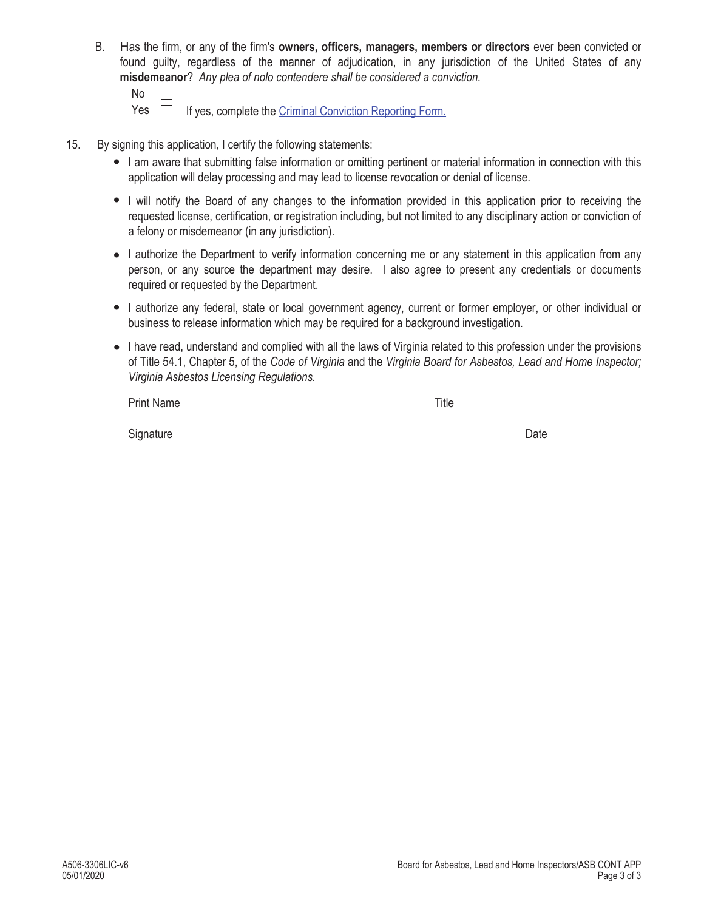B. Has the firm, or any of the firm's **owners, officers, managers, members or directors** ever been convicted or found guilty, regardless of the manner of adjudication, in any jurisdiction of the United States of any **misdemeanor**? *Any plea of nolo contendere shall be considered a conviction.*

No ☐

Yes ☐ If yes, complete the Criminal Conviction Reporting Form.

15. By signing this application, I certify the following statements:

- I am aware that submitting false information or omitting pertinent or material information in connection with this application will delay processing and may lead to license revocation or denial of license.
- I will notify the Board of any changes to the information provided in this application prior to receiving the requested license, certification, or registration including, but not limited to any disciplinary action or conviction of a felony or misdemeanor (in any jurisdiction).
- I authorize the Department to verify information concerning me or any statement in this application from any person, or any source the department may desire. I also agree to present any credentials or documents required or requested by the Department.
- I authorize any federal, state or local government agency, current or former employer, or other individual or business to release information which may be required for a background investigation.
- I have read, understand and complied with all the laws of Virginia related to this profession under the provisions of Title 54.1, Chapter 5, of the *Code of Virginia* and the *Virginia Board for Asbestos, Lead and Home Inspector; Virginia Asbestos Licensing Regulations.*

Print Name ______________________________ Title ______________________

Signature __________________________________________ Date ____________

A506-3306LIC-v6
05/01/2020